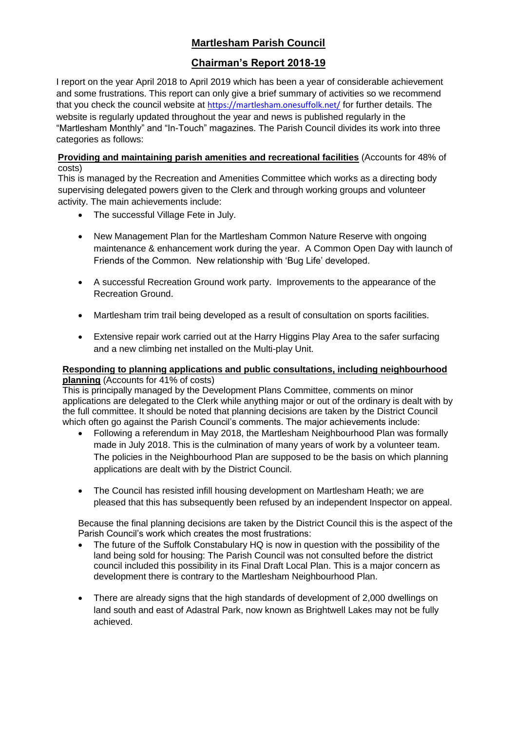# Martlesham Parish Council

## Chairman's Report 2018-19

I report on the year April 2018 to April 2019 which has been a year of considerable achievement and some frustrations. This report can only give a brief summary of activities so we recommend that you check the council website at https://martlesham.onesuffolk.net/ for further details. The website is regularly updated throughout the year and news is published regularly in the "Martlesham Monthly" and "In-Touch" magazines. The Parish Council divides its work into three categories as follows:

**Providing and maintaining parish amenities and recreational facilities** (Accounts for 48% of costs)

This is managed by the Recreation and Amenities Committee which works as a directing body supervising delegated powers given to the Clerk and through working groups and volunteer activity. The main achievements include:

- The successful Village Fete in July.
- New Management Plan for the Martlesham Common Nature Reserve with ongoing maintenance & enhancement work during the year. A Common Open Day with launch of Friends of the Common. New relationship with 'Bug Life' developed.
- A successful Recreation Ground work party. Improvements to the appearance of the Recreation Ground.
- Martlesham trim trail being developed as a result of consultation on sports facilities.
- Extensive repair work carried out at the Harry Higgins Play Area to the safer surfacing and a new climbing net installed on the Multi-play Unit.

**Responding to planning applications and public consultations, including neighbourhood planning** (Accounts for 41% of costs)

This is principally managed by the Development Plans Committee, comments on minor applications are delegated to the Clerk while anything major or out of the ordinary is dealt with by the full committee. It should be noted that planning decisions are taken by the District Council which often go against the Parish Council's comments. The major achievements include:

- Following a referendum in May 2018, the Martlesham Neighbourhood Plan was formally made in July 2018. This is the culmination of many years of work by a volunteer team. The policies in the Neighbourhood Plan are supposed to be the basis on which planning applications are dealt with by the District Council.
- The Council has resisted infill housing development on Martlesham Heath; we are pleased that this has subsequently been refused by an independent Inspector on appeal.

Because the final planning decisions are taken by the District Council this is the aspect of the Parish Council's work which creates the most frustrations:

- The future of the Suffolk Constabulary HQ is now in question with the possibility of the land being sold for housing: The Parish Council was not consulted before the district council included this possibility in its Final Draft Local Plan. This is a major concern as development there is contrary to the Martlesham Neighbourhood Plan.
- There are already signs that the high standards of development of 2,000 dwellings on land south and east of Adastral Park, now known as Brightwell Lakes may not be fully achieved.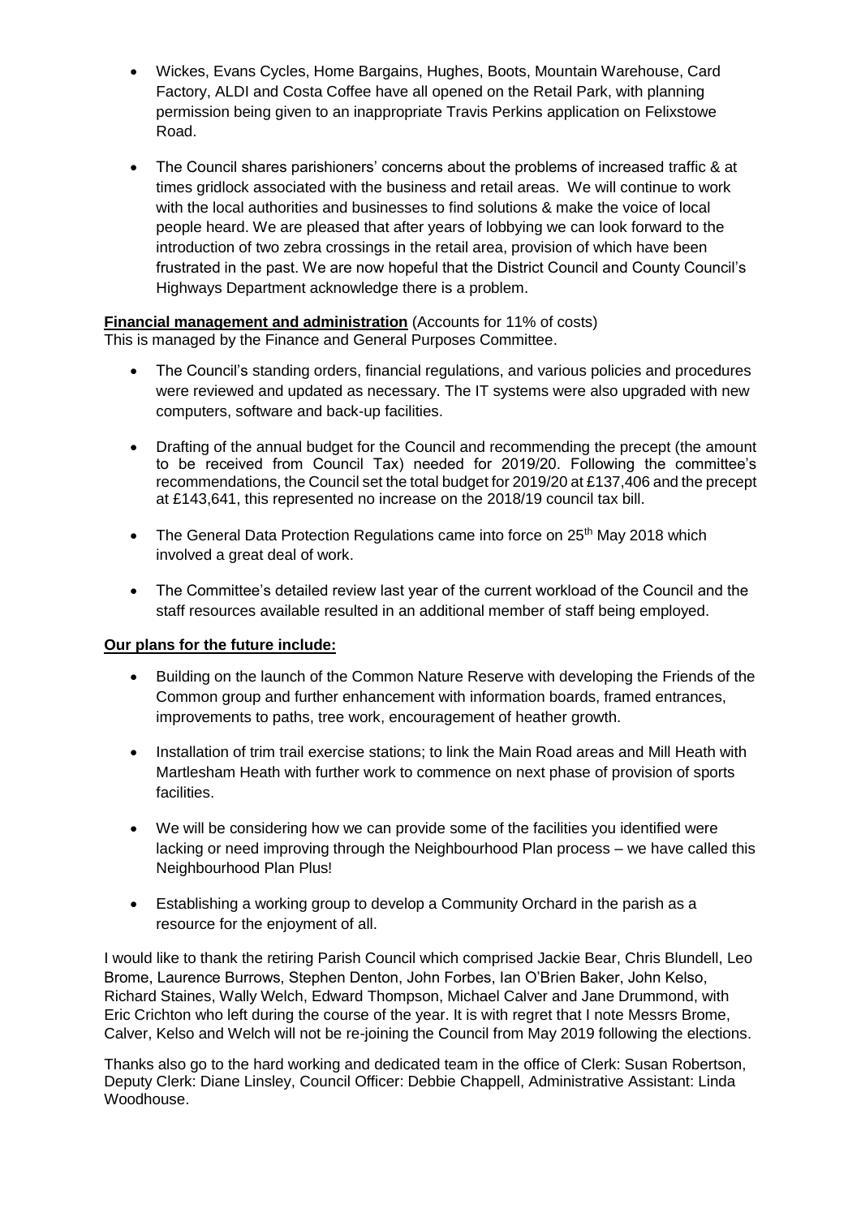- Wickes, Evans Cycles, Home Bargains, Hughes, Boots, Mountain Warehouse, Card Factory, ALDI and Costa Coffee have all opened on the Retail Park, with planning permission being given to an inappropriate Travis Perkins application on Felixstowe Road.

- The Council shares parishioners' concerns about the problems of increased traffic & at times gridlock associated with the business and retail areas. We will continue to work with the local authorities and businesses to find solutions & make the voice of local people heard. We are pleased that after years of lobbying we can look forward to the introduction of two zebra crossings in the retail area, provision of which have been frustrated in the past. We are now hopeful that the District Council and County Council's Highways Department acknowledge there is a problem.

**Financial management and administration** (Accounts for 11% of costs)
This is managed by the Finance and General Purposes Committee.

- The Council's standing orders, financial regulations, and various policies and procedures were reviewed and updated as necessary. The IT systems were also upgraded with new computers, software and back-up facilities.

- Drafting of the annual budget for the Council and recommending the precept (the amount to be received from Council Tax) needed for 2019/20. Following the committee's recommendations, the Council set the total budget for 2019/20 at £137,406 and the precept at £143,641, this represented no increase on the 2018/19 council tax bill.

- The General Data Protection Regulations came into force on 25th May 2018 which involved a great deal of work.

- The Committee's detailed review last year of the current workload of the Council and the staff resources available resulted in an additional member of staff being employed.

**Our plans for the future include:**

- Building on the launch of the Common Nature Reserve with developing the Friends of the Common group and further enhancement with information boards, framed entrances, improvements to paths, tree work, encouragement of heather growth.

- Installation of trim trail exercise stations; to link the Main Road areas and Mill Heath with Martlesham Heath with further work to commence on next phase of provision of sports facilities.

- We will be considering how we can provide some of the facilities you identified were lacking or need improving through the Neighbourhood Plan process – we have called this Neighbourhood Plan Plus!

- Establishing a working group to develop a Community Orchard in the parish as a resource for the enjoyment of all.

I would like to thank the retiring Parish Council which comprised Jackie Bear, Chris Blundell, Leo Brome, Laurence Burrows, Stephen Denton, John Forbes, Ian O'Brien Baker, John Kelso, Richard Staines, Wally Welch, Edward Thompson, Michael Calver and Jane Drummond, with Eric Crichton who left during the course of the year. It is with regret that I note Messrs Brome, Calver, Kelso and Welch will not be re-joining the Council from May 2019 following the elections.

Thanks also go to the hard working and dedicated team in the office of Clerk: Susan Robertson, Deputy Clerk: Diane Linsley, Council Officer: Debbie Chappell, Administrative Assistant: Linda Woodhouse.